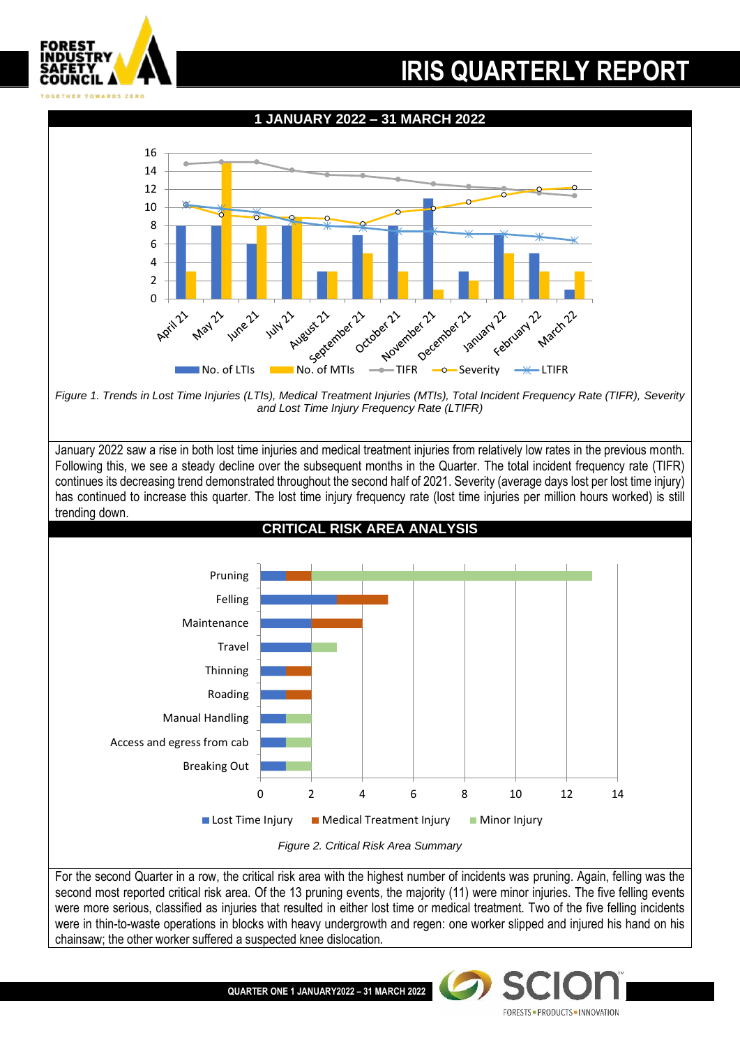# IRIS QUARTERLY REPORT

## 1 JANUARY 2022 – 31 MARCH 2022

*Figure 1. Trends in Lost Time Injuries (LTIs), Medical Treatment Injuries (MTIs), Total Incident Frequency Rate (TIFR), Severity and Lost Time Injury Frequency Rate (LTIFR)*

January 2022 saw a rise in both lost time injuries and medical treatment injuries from relatively low rates in the previous month. Following this, we see a steady decline over the subsequent months in the Quarter. The total incident frequency rate (TIFR) continues its decreasing trend demonstrated throughout the second half of 2021. Severity (average days lost per lost time injury) has continued to increase this quarter. The lost time injury frequency rate (lost time injuries per million hours worked) is still trending down.

## CRITICAL RISK AREA ANALYSIS

*Figure 2. Critical Risk Area Summary*

For the second Quarter in a row, the critical risk area with the highest number of incidents was pruning. Again, felling was the second most reported critical risk area. Of the 13 pruning events, the majority (11) were minor injuries. The five felling events were more serious, classified as injuries that resulted in either lost time or medical treatment. Two of the five felling incidents were in thin-to-waste operations in blocks with heavy undergrowth and regen: one worker slipped and injured his hand on his chainsaw; the other worker suffered a suspected knee dislocation.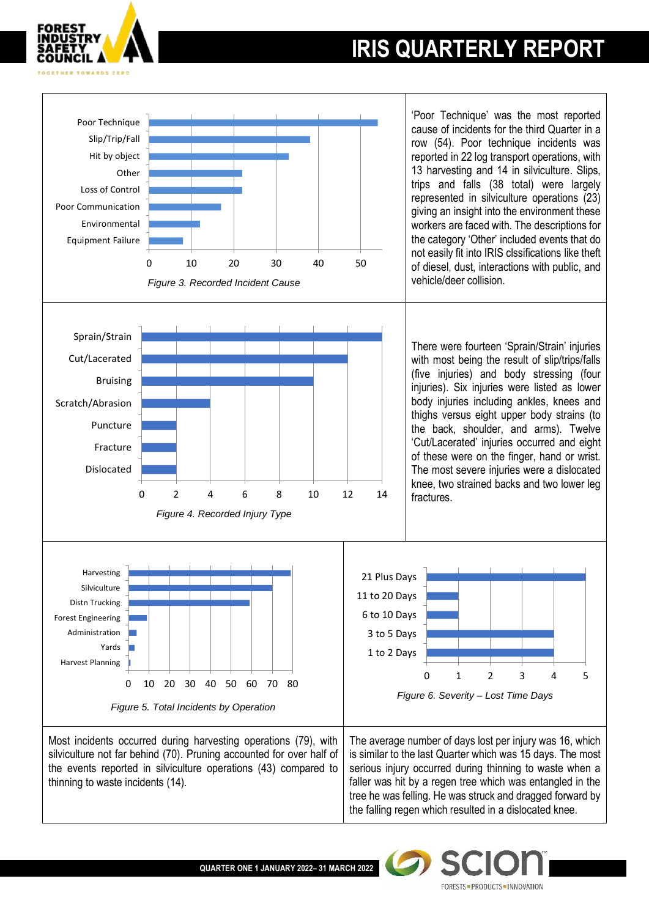Poor Technique
Slip/Trip/Fall
Hit by object
Other
Loss of Control
Poor Communication
Environmental
Equipment Failure

0 10 20 30 40 50

*Figure 3. Recorded Incident Cause*

'Poor Technique' was the most reported cause of incidents for the third Quarter in a row (54). Poor technique incidents was reported in 22 log transport operations, with 13 harvesting and 14 in silviculture. Slips, trips and falls (38 total) were largely represented in silviculture operations (23) giving an insight into the environment these workers are faced with. The descriptions for the category 'Other' included events that do not easily fit into IRIS clssifications like theft of diesel, dust, interactions with public, and vehicle/deer collision.

Sprain/Strain
Cut/Lacerated
Bruising
Scratch/Abrasion
Puncture
Fracture
Dislocated

0 2 4 6 8 10 12 14

*Figure 4. Recorded Injury Type*

There were fourteen 'Sprain/Strain' injuries with most being the result of slip/trips/falls (five injuries) and body stressing (four injuries). Six injuries were listed as lower body injuries including ankles, knees and thighs versus eight upper body strains (to the back, shoulder, and arms). Twelve 'Cut/Lacerated' injuries occurred and eight of these were on the finger, hand or wrist. The most severe injuries were a dislocated knee, two strained backs and two lower leg fractures.

Harvesting
Silviculture
Distn Trucking
Forest Engineering
Administration
Yards
Harvest Planning

0 10 20 30 40 50 60 70 80

*Figure 5. Total Incidents by Operation*

21 Plus Days
11 to 20 Days
6 to 10 Days
3 to 5 Days
1 to 2 Days

0 1 2 3 4 5

*Figure 6. Severity – Lost Time Days*

Most incidents occurred during harvesting operations (79), with silviculture not far behind (70). Pruning accounted for over half of the events reported in silviculture operations (43) compared to thinning to waste incidents (14).

The average number of days lost per injury was 16, which is similar to the last Quarter which was 15 days. The most serious injury occurred during thinning to waste when a faller was hit by a regen tree which was entangled in the tree he was felling. He was struck and dragged forward by the falling regen which resulted in a dislocated knee.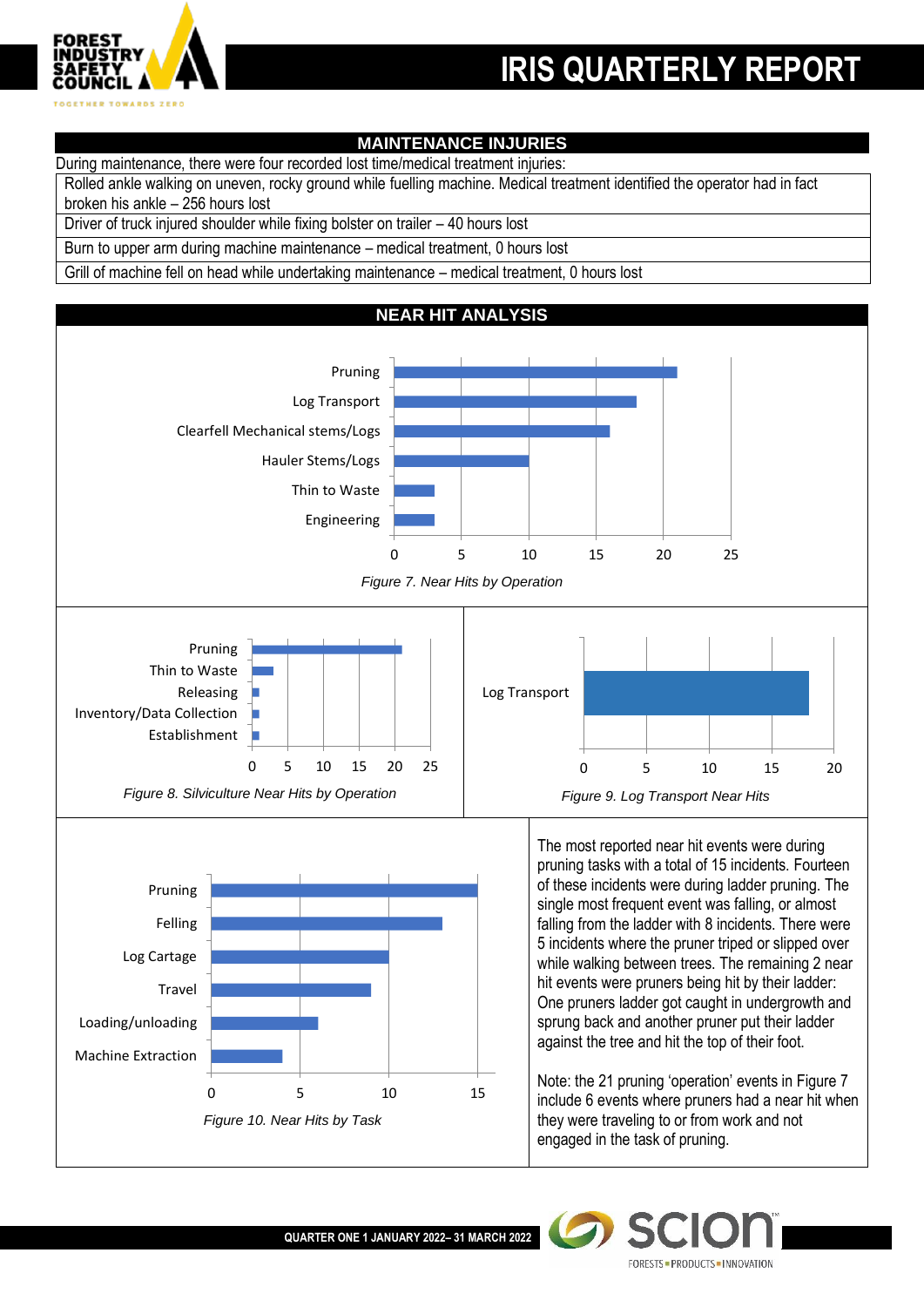## MAINTENANCE INJURIES

During maintenance, there were four recorded lost time/medical treatment injuries:

| |
|---|
| Rolled ankle walking on uneven, rocky ground while fuelling machine. Medical treatment identified the operator had in fact broken his ankle – 256 hours lost |
| Driver of truck injured shoulder while fixing bolster on trailer – 40 hours lost |
| Burn to upper arm during machine maintenance – medical treatment, 0 hours lost |
| Grill of machine fell on head while undertaking maintenance – medical treatment, 0 hours lost |

## NEAR HIT ANALYSIS

Pruning
Log Transport
Clearfell Mechanical stems/Logs
Hauler Stems/Logs
Thin to Waste
Engineering
0 5 10 15 20 25

*Figure 7. Near Hits by Operation*

Pruning
Thin to Waste
Releasing
Inventory/Data Collection
Establishment
0 5 10 15 20 25

*Figure 8. Silviculture Near Hits by Operation*

Log Transport
0 5 10 15 20

*Figure 9. Log Transport Near Hits*

Pruning
Felling
Log Cartage
Travel
Loading/unloading
Machine Extraction
0 5 10 15

*Figure 10. Near Hits by Task*

The most reported near hit events were during pruning tasks with a total of 15 incidents. Fourteen of these incidents were during ladder pruning. The single most frequent event was falling, or almost falling from the ladder with 8 incidents. There were 5 incidents where the pruner triped or slipped over while walking between trees. The remaining 2 near hit events were pruners being hit by their ladder: One pruners ladder got caught in undergrowth and sprung back and another pruner put their ladder against the tree and hit the top of their foot.

Note: the 21 pruning 'operation' events in Figure 7 include 6 events where pruners had a near hit when they were traveling to or from work and not engaged in the task of pruning.